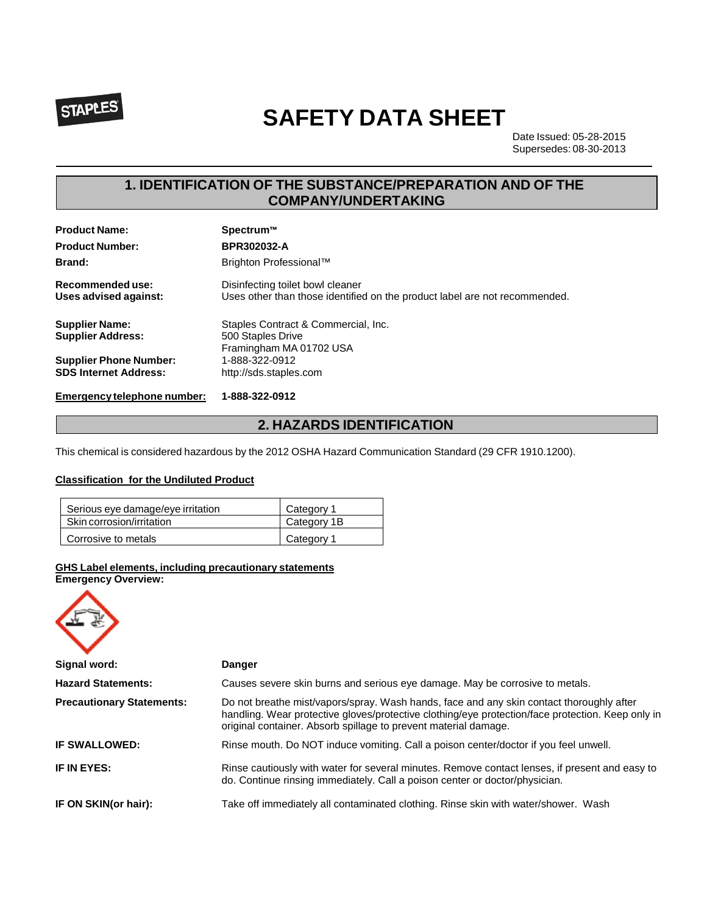STAPLES

# SAFETY DATA SHEET

Date Issued: 05-28-2015
Supersedes: 08-30-2013

## 1. IDENTIFICATION OF THE SUBSTANCE/PREPARATION AND OF THE COMPANY/UNDERTAKING

**Product Name:** **Spectrum™**

**Product Number:** **BPR302032-A**

**Brand:** Brighton Professional™

**Recommended use:** Disinfecting toilet bowl cleaner

**Uses advised against:** Uses other than those identified on the product label are not recommended.

**Supplier Name:** Staples Contract & Commercial, Inc.

**Supplier Address:** 500 Staples Drive
Framingham MA 01702 USA

**Supplier Phone Number:** 1-888-322-0912

**SDS Internet Address:** http://sds.staples.com

**Emergency telephone number:** **1-888-322-0912**

## 2. HAZARDS IDENTIFICATION

This chemical is considered hazardous by the 2012 OSHA Hazard Communication Standard (29 CFR 1910.1200).

**Classification for the Undiluted Product**

| Hazard | Category |
|---|---|
| Serious eye damage/eye irritation | Category 1 |
| Skin corrosion/irritation | Category 1B |
| Corrosive to metals | Category 1 |

**GHS Label elements, including precautionary statements**

**Emergency Overview:**

**Signal word:** **Danger**

**Hazard Statements:** Causes severe skin burns and serious eye damage. May be corrosive to metals.

**Precautionary Statements:** Do not breathe mist/vapors/spray. Wash hands, face and any skin contact thoroughly after handling. Wear protective gloves/protective clothing/eye protection/face protection. Keep only in original container. Absorb spillage to prevent material damage.

**IF SWALLOWED:** Rinse mouth. Do NOT induce vomiting. Call a poison center/doctor if you feel unwell.

**IF IN EYES:** Rinse cautiously with water for several minutes. Remove contact lenses, if present and easy to do. Continue rinsing immediately. Call a poison center or doctor/physician.

**IF ON SKIN(or hair):** Take off immediately all contaminated clothing. Rinse skin with water/shower. Wash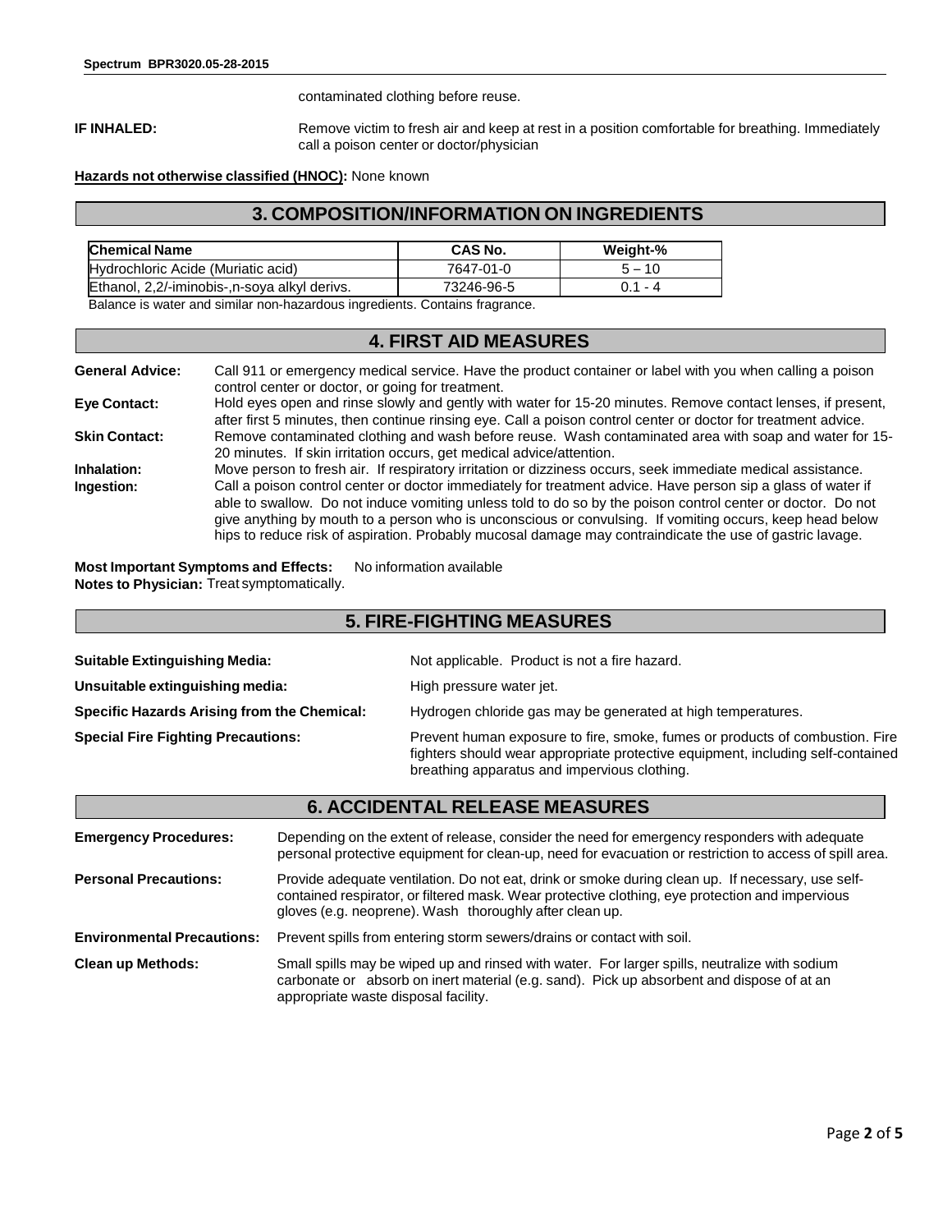contaminated clothing before reuse.

**IF INHALED:** Remove victim to fresh air and keep at rest in a position comfortable for breathing. Immediately call a poison center or doctor/physician

**Hazards not otherwise classified (HNOC):** None known

## 3. COMPOSITION/INFORMATION ON INGREDIENTS

| Chemical Name | CAS No. | Weight-% |
|---|---|---|
| Hydrochloric Acide (Muriatic acid) | 7647-01-0 | 5 – 10 |
| Ethanol, 2,2/-iminobis-,n-soya alkyl derivs. | 73246-96-5 | 0.1 - 4 |

Balance is water and similar non-hazardous ingredients. Contains fragrance.

## 4. FIRST AID MEASURES

**General Advice:** Call 911 or emergency medical service. Have the product container or label with you when calling a poison control center or doctor, or going for treatment.

**Eye Contact:** Hold eyes open and rinse slowly and gently with water for 15-20 minutes. Remove contact lenses, if present, after first 5 minutes, then continue rinsing eye. Call a poison control center or doctor for treatment advice.

**Skin Contact:** Remove contaminated clothing and wash before reuse. Wash contaminated area with soap and water for 15-20 minutes. If skin irritation occurs, get medical advice/attention.

**Inhalation:** Move person to fresh air. If respiratory irritation or dizziness occurs, seek immediate medical assistance.

**Ingestion:** Call a poison control center or doctor immediately for treatment advice. Have person sip a glass of water if able to swallow. Do not induce vomiting unless told to do so by the poison control center or doctor. Do not give anything by mouth to a person who is unconscious or convulsing. If vomiting occurs, keep head below hips to reduce risk of aspiration. Probably mucosal damage may contraindicate the use of gastric lavage.

**Most Important Symptoms and Effects:** No information available

**Notes to Physician:** Treat symptomatically.

## 5. FIRE-FIGHTING MEASURES

**Suitable Extinguishing Media:** Not applicable. Product is not a fire hazard.

**Unsuitable extinguishing media:** High pressure water jet.

**Specific Hazards Arising from the Chemical:** Hydrogen chloride gas may be generated at high temperatures.

**Special Fire Fighting Precautions:** Prevent human exposure to fire, smoke, fumes or products of combustion. Fire fighters should wear appropriate protective equipment, including self-contained breathing apparatus and impervious clothing.

## 6. ACCIDENTAL RELEASE MEASURES

**Emergency Procedures:** Depending on the extent of release, consider the need for emergency responders with adequate personal protective equipment for clean-up, need for evacuation or restriction to access of spill area.

**Personal Precautions:** Provide adequate ventilation. Do not eat, drink or smoke during clean up. If necessary, use self-contained respirator, or filtered mask. Wear protective clothing, eye protection and impervious gloves (e.g. neoprene). Wash thoroughly after clean up.

**Environmental Precautions:** Prevent spills from entering storm sewers/drains or contact with soil.

**Clean up Methods:** Small spills may be wiped up and rinsed with water. For larger spills, neutralize with sodium carbonate or absorb on inert material (e.g. sand). Pick up absorbent and dispose of at an appropriate waste disposal facility.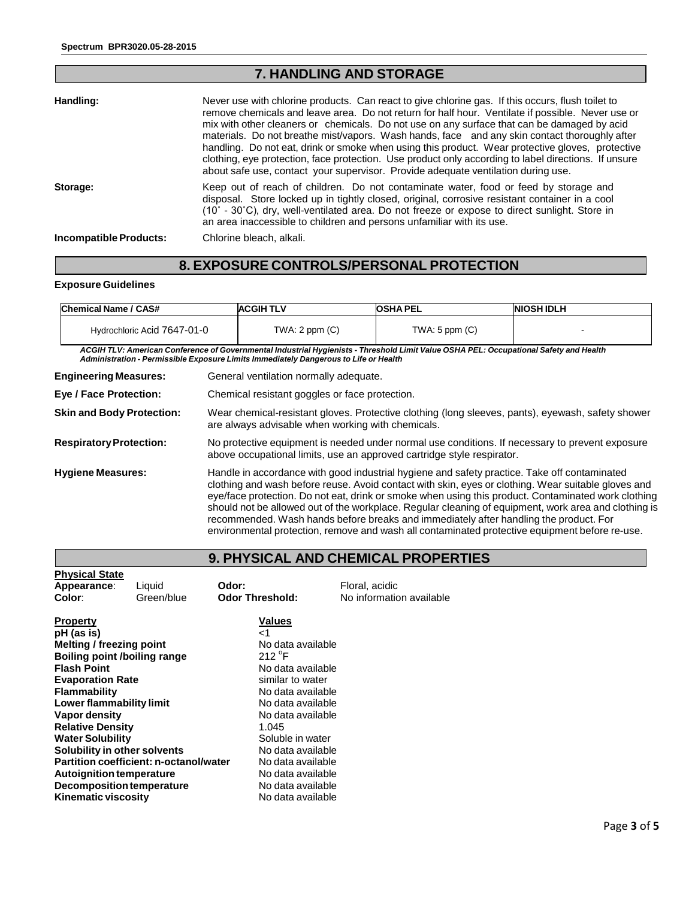## 7. HANDLING AND STORAGE

**Handling:** Never use with chlorine products. Can react to give chlorine gas. If this occurs, flush toilet to remove chemicals and leave area. Do not return for half hour. Ventilate if possible. Never use or mix with other cleaners or chemicals. Do not use on any surface that can be damaged by acid materials. Do not breathe mist/vapors. Wash hands, face and any skin contact thoroughly after handling. Do not eat, drink or smoke when using this product. Wear protective gloves, protective clothing, eye protection, face protection. Use product only according to label directions. If unsure about safe use, contact your supervisor. Provide adequate ventilation during use.

**Storage:** Keep out of reach of children. Do not contaminate water, food or feed by storage and disposal. Store locked up in tightly closed, original, corrosive resistant container in a cool (10˚ - 30˚C), dry, well-ventilated area. Do not freeze or expose to direct sunlight. Store in an area inaccessible to children and persons unfamiliar with its use.

**Incompatible Products:** Chlorine bleach, alkali.

## 8. EXPOSURE CONTROLS/PERSONAL PROTECTION

**Exposure Guidelines**

| Chemical Name / CAS# | ACGIH TLV | OSHA PEL | NIOSH IDLH |
|---|---|---|---|
| Hydrochloric Acid 7647-01-0 | TWA: 2 ppm (C) | TWA: 5 ppm (C) | - |

***ACGIH TLV: American Conference of Governmental Industrial Hygienists - Threshold Limit Value OSHA PEL: Occupational Safety and Health Administration - Permissible Exposure Limits Immediately Dangerous to Life or Health***

**Engineering Measures:** General ventilation normally adequate.

**Eye / Face Protection:** Chemical resistant goggles or face protection.

**Skin and Body Protection:** Wear chemical-resistant gloves. Protective clothing (long sleeves, pants), eyewash, safety shower are always advisable when working with chemicals.

**Respiratory Protection:** No protective equipment is needed under normal use conditions. If necessary to prevent exposure above occupational limits, use an approved cartridge style respirator.

**Hygiene Measures:** Handle in accordance with good industrial hygiene and safety practice. Take off contaminated clothing and wash before reuse. Avoid contact with skin, eyes or clothing. Wear suitable gloves and eye/face protection. Do not eat, drink or smoke when using this product. Contaminated work clothing should not be allowed out of the workplace. Regular cleaning of equipment, work area and clothing is recommended. Wash hands before breaks and immediately after handling the product. For environmental protection, remove and wash all contaminated protective equipment before re-use.

## 9. PHYSICAL AND CHEMICAL PROPERTIES

**Physical State**

**Appearance**: Liquid    **Odor:** Floral, acidic
**Color**: Green/blue    **Odor Threshold:** No information available

| Property | Values |
|---|---|
| **pH (as is)** | <1 |
| **Melting / freezing point** | No data available |
| **Boiling point /boiling range** | 212 °F |
| **Flash Point** | No data available |
| **Evaporation Rate** | similar to water |
| **Flammability** | No data available |
| **Lower flammability limit** | No data available |
| **Vapor density** | No data available |
| **Relative Density** | 1.045 |
| **Water Solubility** | Soluble in water |
| **Solubility in other solvents** | No data available |
| **Partition coefficient: n-octanol/water** | No data available |
| **Autoignition temperature** | No data available |
| **Decomposition temperature** | No data available |
| **Kinematic viscosity** | No data available |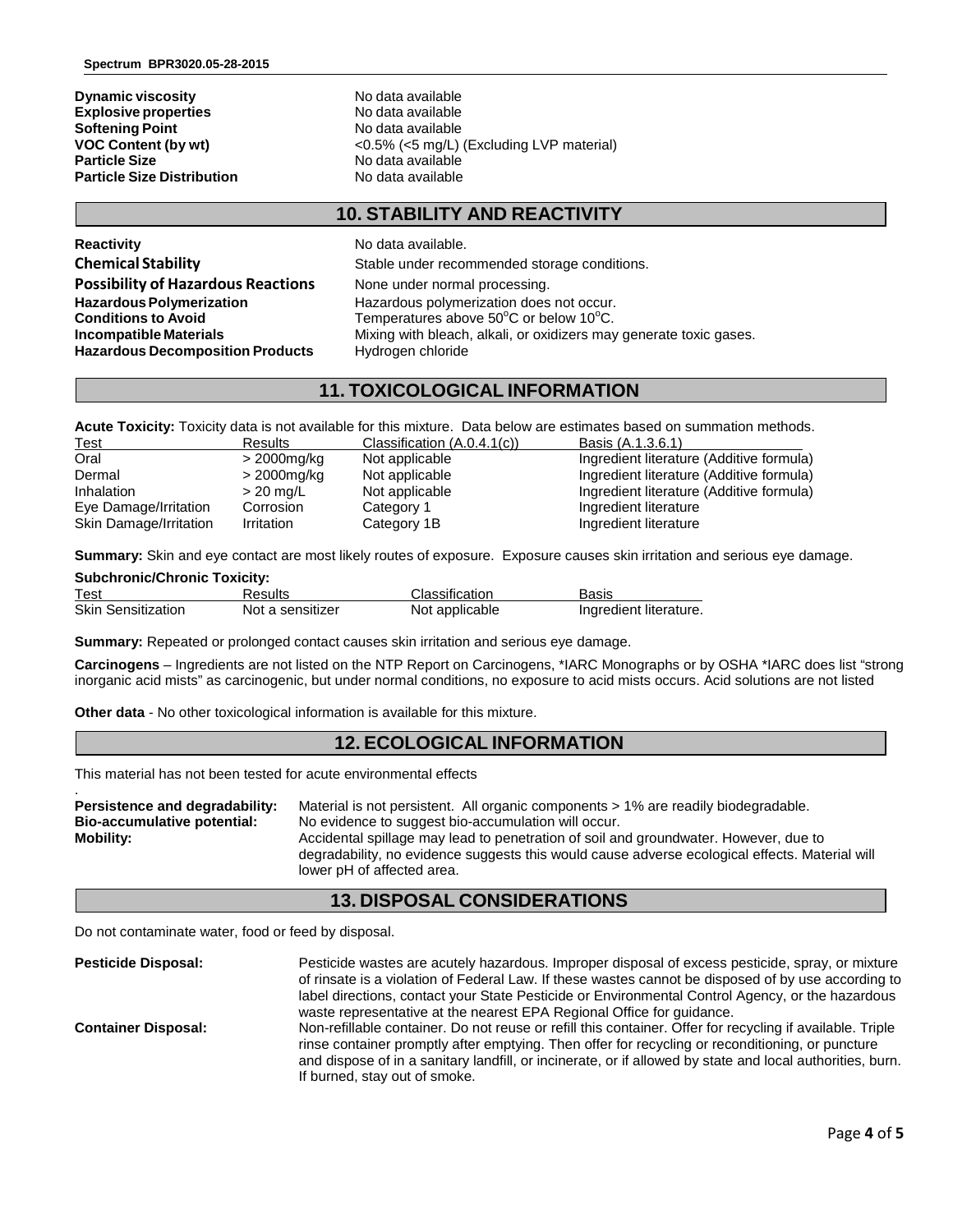| | |
|---|---|
| **Dynamic viscosity** | No data available |
| **Explosive properties** | No data available |
| **Softening Point** | No data available |
| **VOC Content (by wt)** | <0.5% (<5 mg/L) (Excluding LVP material) |
| **Particle Size** | No data available |
| **Particle Size Distribution** | No data available |

## 10. STABILITY AND REACTIVITY

| | |
|---|---|
| **Reactivity** | No data available. |
| **Chemical Stability** | Stable under recommended storage conditions. |
| **Possibility of Hazardous Reactions** | None under normal processing. |
| **Hazardous Polymerization** | Hazardous polymerization does not occur. |
| **Conditions to Avoid** | Temperatures above 50°C or below 10°C. |
| **Incompatible Materials** | Mixing with bleach, alkali, or oxidizers may generate toxic gases. |
| **Hazardous Decomposition Products** | Hydrogen chloride |

## 11. TOXICOLOGICAL INFORMATION

**Acute Toxicity:** Toxicity data is not available for this mixture. Data below are estimates based on summation methods.

| Test | Results | Classification (A.0.4.1(c)) | Basis (A.1.3.6.1) |
|---|---|---|---|
| Oral | > 2000mg/kg | Not applicable | Ingredient literature (Additive formula) |
| Dermal | > 2000mg/kg | Not applicable | Ingredient literature (Additive formula) |
| Inhalation | > 20 mg/L | Not applicable | Ingredient literature (Additive formula) |
| Eye Damage/Irritation | Corrosion | Category 1 | Ingredient literature |
| Skin Damage/Irritation | Irritation | Category 1B | Ingredient literature |

**Summary:** Skin and eye contact are most likely routes of exposure. Exposure causes skin irritation and serious eye damage.

**Subchronic/Chronic Toxicity:**

| Test | Results | Classification | Basis |
|---|---|---|---|
| Skin Sensitization | Not a sensitizer | Not applicable | Ingredient literature. |

**Summary:** Repeated or prolonged contact causes skin irritation and serious eye damage.

**Carcinogens** – Ingredients are not listed on the NTP Report on Carcinogens, *IARC Monographs or by OSHA *IARC does list "strong inorganic acid mists" as carcinogenic, but under normal conditions, no exposure to acid mists occurs. Acid solutions are not listed

**Other data** - No other toxicological information is available for this mixture.

## 12. ECOLOGICAL INFORMATION

This material has not been tested for acute environmental effects

| | |
|---|---|
| **Persistence and degradability:** | Material is not persistent. All organic components > 1% are readily biodegradable. |
| **Bio-accumulative potential:** | No evidence to suggest bio-accumulation will occur. |
| **Mobility:** | Accidental spillage may lead to penetration of soil and groundwater. However, due to degradability, no evidence suggests this would cause adverse ecological effects. Material will lower pH of affected area. |

## 13. DISPOSAL CONSIDERATIONS

Do not contaminate water, food or feed by disposal.

| | |
|---|---|
| **Pesticide Disposal:** | Pesticide wastes are acutely hazardous. Improper disposal of excess pesticide, spray, or mixture of rinsate is a violation of Federal Law. If these wastes cannot be disposed of by use according to label directions, contact your State Pesticide or Environmental Control Agency, or the hazardous waste representative at the nearest EPA Regional Office for guidance. |
| **Container Disposal:** | Non-refillable container. Do not reuse or refill this container. Offer for recycling if available. Triple rinse container promptly after emptying. Then offer for recycling or reconditioning, or puncture and dispose of in a sanitary landfill, or incinerate, or if allowed by state and local authorities, burn. If burned, stay out of smoke. |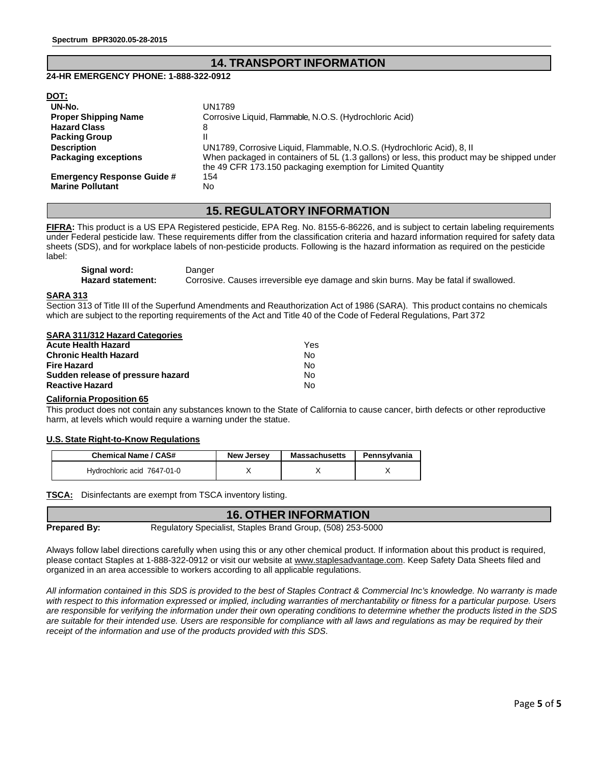## 14. TRANSPORT INFORMATION

**24-HR EMERGENCY PHONE: 1-888-322-0912**

**DOT:**

| | |
|---|---|
| **UN-No.** | UN1789 |
| **Proper Shipping Name** | Corrosive Liquid, Flammable, N.O.S. (Hydrochloric Acid) |
| **Hazard Class** | 8 |
| **Packing Group** | II |
| **Description** | UN1789, Corrosive Liquid, Flammable, N.O.S. (Hydrochloric Acid), 8, II |
| **Packaging exceptions** | When packaged in containers of 5L (1.3 gallons) or less, this product may be shipped under the 49 CFR 173.150 packaging exemption for Limited Quantity |
| **Emergency Response Guide #** | 154 |
| **Marine Pollutant** | No |

## 15. REGULATORY INFORMATION

**FIFRA:** This product is a US EPA Registered pesticide, EPA Reg. No. 8155-6-86226, and is subject to certain labeling requirements under Federal pesticide law. These requirements differ from the classification criteria and hazard information required for safety data sheets (SDS), and for workplace labels of non-pesticide products. Following is the hazard information as required on the pesticide label:

| | |
|---|---|
| **Signal word:** | Danger |
| **Hazard statement:** | Corrosive. Causes irreversible eye damage and skin burns. May be fatal if swallowed. |

**SARA 313**

Section 313 of Title III of the Superfund Amendments and Reauthorization Act of 1986 (SARA). This product contains no chemicals which are subject to the reporting requirements of the Act and Title 40 of the Code of Federal Regulations, Part 372

**SARA 311/312 Hazard Categories**

| | |
|---|---|
| **Acute Health Hazard** | Yes |
| **Chronic Health Hazard** | No |
| **Fire Hazard** | No |
| **Sudden release of pressure hazard** | No |
| **Reactive Hazard** | No |

**California Proposition 65**

This product does not contain any substances known to the State of California to cause cancer, birth defects or other reproductive harm, at levels which would require a warning under the statue.

**U.S. State Right-to-Know Regulations**

| Chemical Name / CAS# | New Jersey | Massachusetts | Pennsylvania |
|---|---|---|---|
| Hydrochloric acid 7647-01-0 | X | X | X |

**TSCA:** Disinfectants are exempt from TSCA inventory listing.

## 16. OTHER INFORMATION

**Prepared By:** Regulatory Specialist, Staples Brand Group, (508) 253-5000

Always follow label directions carefully when using this or any other chemical product. If information about this product is required, please contact Staples at 1-888-322-0912 or visit our website at www.staplesadvantage.com. Keep Safety Data Sheets filed and organized in an area accessible to workers according to all applicable regulations.

*All information contained in this SDS is provided to the best of Staples Contract & Commercial Inc's knowledge. No warranty is made with respect to this information expressed or implied, including warranties of merchantability or fitness for a particular purpose. Users are responsible for verifying the information under their own operating conditions to determine whether the products listed in the SDS are suitable for their intended use. Users are responsible for compliance with all laws and regulations as may be required by their receipt of the information and use of the products provided with this SDS.*